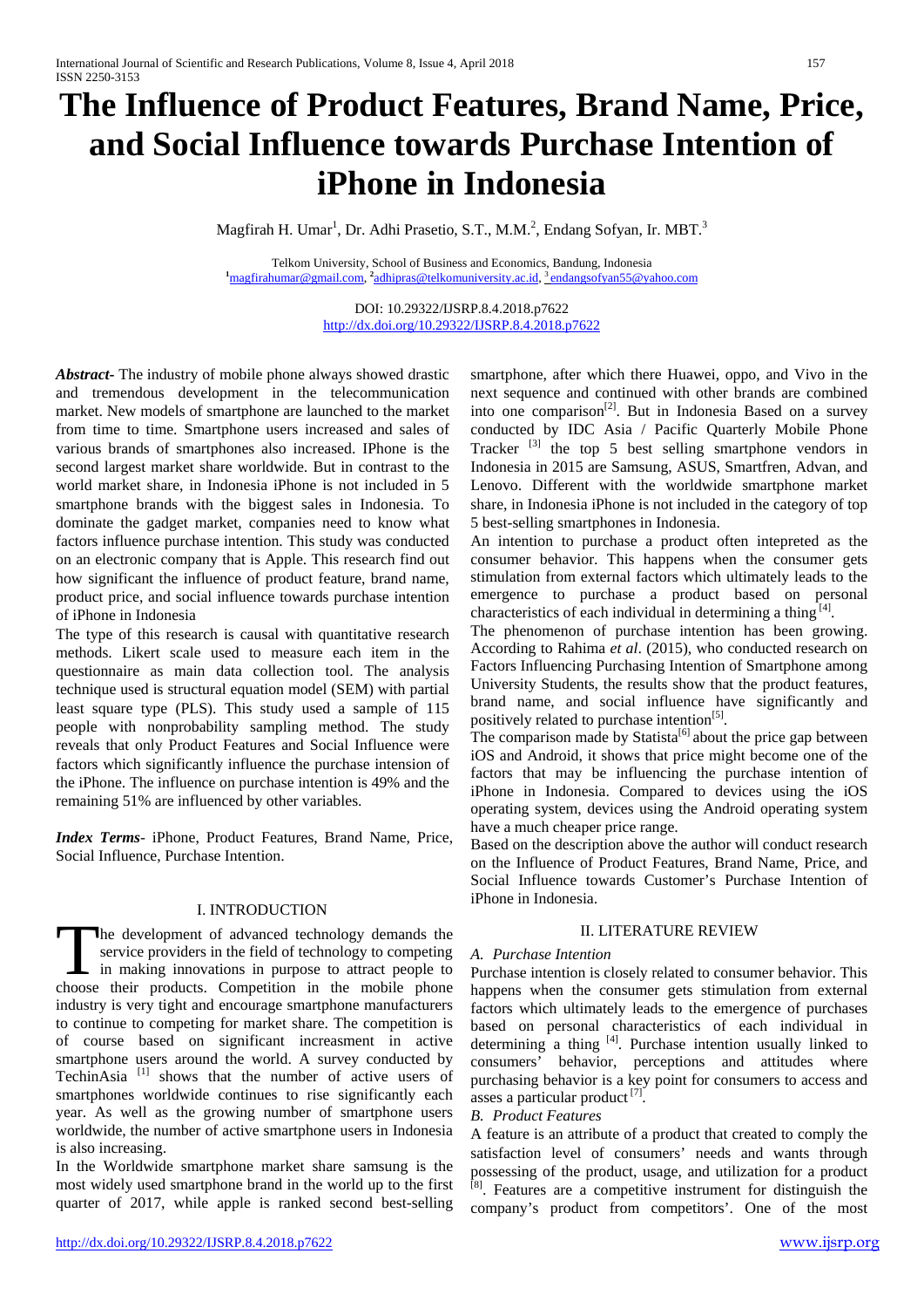# The Influence of Product Features, Brand Name, Price, and Social Influence towards Purchase Intention of iPhone in Indonesia

Magfirah H. Umar[1], Dr. Adhi Prasetio, S.T., M.M.[2], Endang Sofyan, Ir. MBT.[3]

Telkom University, School of Business and Economics, Bandung, Indonesia
[1]magfirahumar@gmail.com, [2]adhipras@telkomuniversity.ac.id, [3]endangsofyan55@yahoo.com

DOI: 10.29322/IJSRP.8.4.2018.p7622
http://dx.doi.org/10.29322/IJSRP.8.4.2018.p7622

***Abstract*-** The industry of mobile phone always showed drastic and tremendous development in the telecommunication market. New models of smartphone are launched to the market from time to time. Smartphone users increased and sales of various brands of smartphones also increased. IPhone is the second largest market share worldwide. But in contrast to the world market share, in Indonesia iPhone is not included in 5 smartphone brands with the biggest sales in Indonesia. To dominate the gadget market, companies need to know what factors influence purchase intention. This study was conducted on an electronic company that is Apple. This research find out how significant the influence of product feature, brand name, product price, and social influence towards purchase intention of iPhone in Indonesia

The type of this research is causal with quantitative research methods. Likert scale used to measure each item in the questionnaire as main data collection tool. The analysis technique used is structural equation model (SEM) with partial least square type (PLS). This study used a sample of 115 people with nonprobability sampling method. The study reveals that only Product Features and Social Influence were factors which significantly influence the purchase intension of the iPhone. The influence on purchase intention is 49% and the remaining 51% are influenced by other variables.

***Index Terms*-** iPhone, Product Features, Brand Name, Price, Social Influence, Purchase Intention.

## I. INTRODUCTION

The development of advanced technology demands the service providers in the field of technology to competing in making innovations in purpose to attract people to choose their products. Competition in the mobile phone industry is very tight and encourage smartphone manufacturers to continue to competing for market share. The competition is of course based on significant increasment in active smartphone users around the world. A survey conducted by TechinAsia [1] shows that the number of active users of smartphones worldwide continues to rise significantly each year. As well as the growing number of smartphone users worldwide, the number of active smartphone users in Indonesia is also increasing.

In the Worldwide smartphone market share samsung is the most widely used smartphone brand in the world up to the first quarter of 2017, while apple is ranked second best-selling smartphone, after which there Huawei, oppo, and Vivo in the next sequence and continued with other brands are combined into one comparison[2]. But in Indonesia Based on a survey conducted by IDC Asia / Pacific Quarterly Mobile Phone Tracker [3] the top 5 best selling smartphone vendors in Indonesia in 2015 are Samsung, ASUS, Smartfren, Advan, and Lenovo. Different with the worldwide smartphone market share, in Indonesia iPhone is not included in the category of top 5 best-selling smartphones in Indonesia.

An intention to purchase a product often intepreted as the consumer behavior. This happens when the consumer gets stimulation from external factors which ultimately leads to the emergence to purchase a product based on personal characteristics of each individual in determining a thing [4].

The phenomenon of purchase intention has been growing. According to Rahima *et al*. (2015), who conducted research on Factors Influencing Purchasing Intention of Smartphone among University Students, the results show that the product features, brand name, and social influence have significantly and positively related to purchase intention[5].

The comparison made by Statista[6] about the price gap between iOS and Android, it shows that price might become one of the factors that may be influencing the purchase intention of iPhone in Indonesia. Compared to devices using the iOS operating system, devices using the Android operating system have a much cheaper price range.

Based on the description above the author will conduct research on the Influence of Product Features, Brand Name, Price, and Social Influence towards Customer's Purchase Intention of iPhone in Indonesia.

## II. LITERATURE REVIEW

### *A. Purchase Intention*

Purchase intention is closely related to consumer behavior. This happens when the consumer gets stimulation from external factors which ultimately leads to the emergence of purchases based on personal characteristics of each individual in determining a thing [4]. Purchase intention usually linked to consumers' behavior, perceptions and attitudes where purchasing behavior is a key point for consumers to access and asses a particular product [7].

### *B. Product Features*

A feature is an attribute of a product that created to comply the satisfaction level of consumers' needs and wants through possessing of the product, usage, and utilization for a product [8]. Features are a competitive instrument for distinguish the company's product from competitors'. One of the most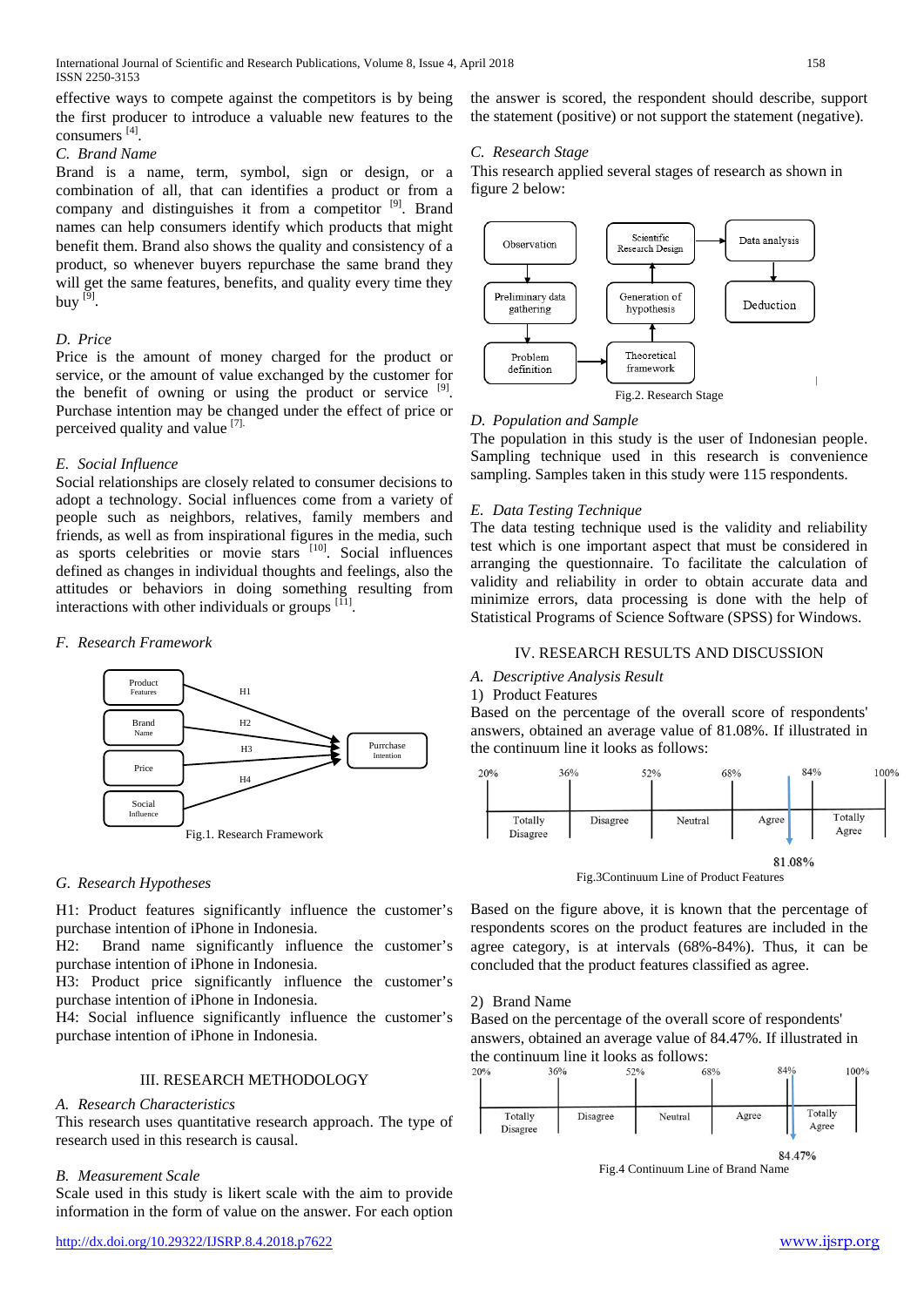effective ways to compete against the competitors is by being the first producer to introduce a valuable new features to the consumers [4].

### C. Brand Name

Brand is a name, term, symbol, sign or design, or a combination of all, that can identifies a product or from a company and distinguishes it from a competitor [9]. Brand names can help consumers identify which products that might benefit them. Brand also shows the quality and consistency of a product, so whenever buyers repurchase the same brand they will get the same features, benefits, and quality every time they buy [9].

### D. Price

Price is the amount of money charged for the product or service, or the amount of value exchanged by the customer for the benefit of owning or using the product or service [9]. Purchase intention may be changed under the effect of price or perceived quality and value [7].

### E. Social Influence

Social relationships are closely related to consumer decisions to adopt a technology. Social influences come from a variety of people such as neighbors, relatives, family members and friends, as well as from inspirational figures in the media, such as sports celebrities or movie stars [10]. Social influences defined as changes in individual thoughts and feelings, also the attitudes or behaviors in doing something resulting from interactions with other individuals or groups [11].

### F. Research Framework

Product Features → (H1) → Purchase Intention
Brand Name → (H2) → Purchase Intention
Price → (H3) → Purchase Intention
Social Influence → (H4) → Purchase Intention

Fig.1. Research Framework

### G. Research Hypotheses

H1: Product features significantly influence the customer's purchase intention of iPhone in Indonesia.
H2: Brand name significantly influence the customer's purchase intention of iPhone in Indonesia.
H3: Product price significantly influence the customer's purchase intention of iPhone in Indonesia.
H4: Social influence significantly influence the customer's purchase intention of iPhone in Indonesia.

## III. RESEARCH METHODOLOGY

### A. Research Characteristics

This research uses quantitative research approach. The type of research used in this research is causal.

### B. Measurement Scale

Scale used in this study is likert scale with the aim to provide information in the form of value on the answer. For each option the answer is scored, the respondent should describe, support the statement (positive) or not support the statement (negative).

### C. Research Stage

This research applied several stages of research as shown in figure 2 below:

Observation → Preliminary data gathering → Problem definition → Theoretical framework → Generation of hypothesis → Scientific Research Design → Data analysis → Deduction

Fig.2. Research Stage

### D. Population and Sample

The population in this study is the user of Indonesian people. Sampling technique used in this research is convenience sampling. Samples taken in this study were 115 respondents.

### E. Data Testing Technique

The data testing technique used is the validity and reliability test which is one important aspect that must be considered in arranging the questionnaire. To facilitate the calculation of validity and reliability in order to obtain accurate data and minimize errors, data processing is done with the help of Statistical Programs of Science Software (SPSS) for Windows.

## IV. RESEARCH RESULTS AND DISCUSSION

### A. Descriptive Analysis Result

1) Product Features

Based on the percentage of the overall score of respondents' answers, obtained an average value of 81.08%. If illustrated in the continuum line it looks as follows:

| 20% – 36% | 36% – 52% | 52% – 68% | 68% – 84% | 84% – 100% |
|---|---|---|---|---|
| Totally Disagree | Disagree | Neutral | Agree | Totally Agree |

81.08%

Fig.3Continuum Line of Product Features

Based on the figure above, it is known that the percentage of respondents scores on the product features are included in the agree category, is at intervals (68%-84%). Thus, it can be concluded that the product features classified as agree.

2) Brand Name

Based on the percentage of the overall score of respondents' answers, obtained an average value of 84.47%. If illustrated in the continuum line it looks as follows:

| 20% – 36% | 36% – 52% | 52% – 68% | 68% – 84% | 84% – 100% |
|---|---|---|---|---|
| Totally Disagree | Disagree | Neutral | Agree | Totally Agree |

84.47%

Fig.4 Continuum Line of Brand Name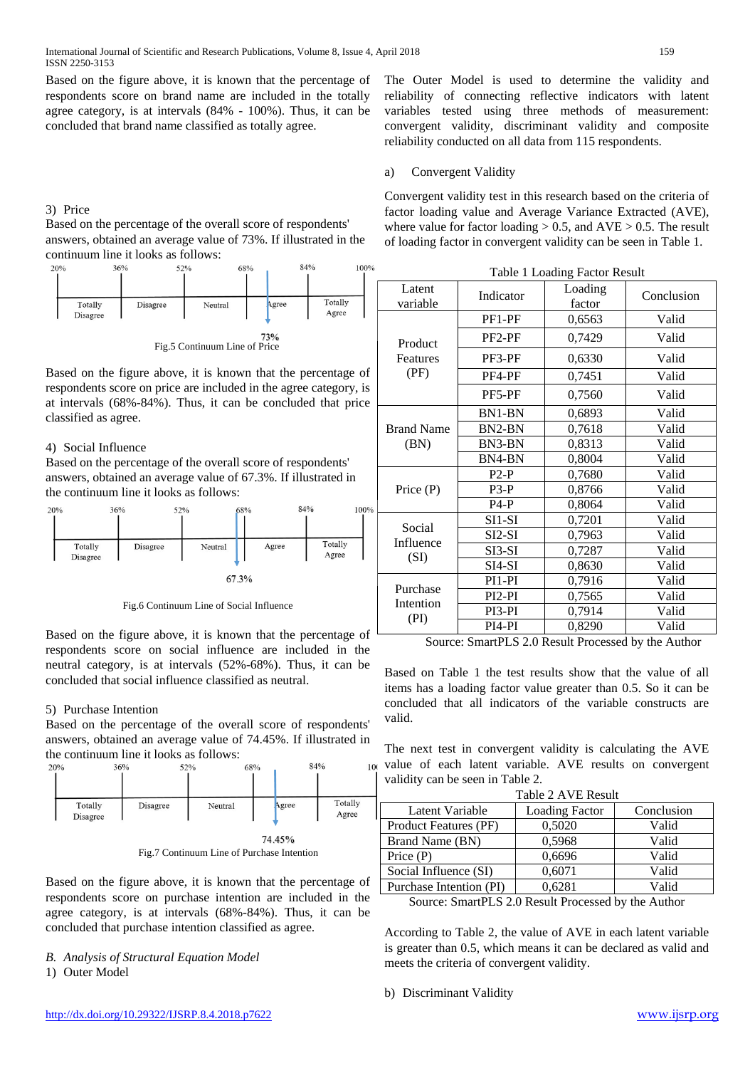Based on the figure above, it is known that the percentage of respondents score on brand name are included in the totally agree category, is at intervals (84% - 100%). Thus, it can be concluded that brand name classified as totally agree.

3) Price

Based on the percentage of the overall score of respondents' answers, obtained an average value of 73%. If illustrated in the continuum line it looks as follows:

| 20% | 36% | 52% | 68% | 84% | 100% |
|---|---|---|---|---|---|
| Totally Disagree | Disagree | Neutral | Agree | Totally Agree | |

73%

Fig.5 Continuum Line of Price

Based on the figure above, it is known that the percentage of respondents score on price are included in the agree category, is at intervals (68%-84%). Thus, it can be concluded that price classified as agree.

4) Social Influence

Based on the percentage of the overall score of respondents' answers, obtained an average value of 67.3%. If illustrated in the continuum line it looks as follows:

| 20% | 36% | 52% | 68% | 84% | 100% |
|---|---|---|---|---|---|
| Totally Disagree | Disagree | Neutral | Agree | Totally Agree | |

67.3%

Fig.6 Continuum Line of Social Influence

Based on the figure above, it is known that the percentage of respondents score on social influence are included in the neutral category, is at intervals (52%-68%). Thus, it can be concluded that social influence classified as neutral.

5) Purchase Intention

Based on the percentage of the overall score of respondents' answers, obtained an average value of 74.45%. If illustrated in the continuum line it looks as follows:

| 20% | 36% | 52% | 68% | 84% | 100% |
|---|---|---|---|---|---|
| Totally Disagree | Disagree | Neutral | Agree | Totally Agree | |

74.45%

Fig.7 Continuum Line of Purchase Intention

Based on the figure above, it is known that the percentage of respondents score on purchase intention are included in the agree category, is at intervals (68%-84%). Thus, it can be concluded that purchase intention classified as agree.

*B. Analysis of Structural Equation Model*

1) Outer Model

The Outer Model is used to determine the validity and reliability of connecting reflective indicators with latent variables tested using three methods of measurement: convergent validity, discriminant validity and composite reliability conducted on all data from 115 respondents.

a) Convergent Validity

Convergent validity test in this research based on the criteria of factor loading value and Average Variance Extracted (AVE), where value for factor loading > 0.5, and AVE > 0.5. The result of loading factor in convergent validity can be seen in Table 1.

Table 1 Loading Factor Result

| Latent variable | Indicator | Loading factor | Conclusion |
|---|---|---|---|
| Product Features (PF) | PF1-PF | 0,6563 | Valid |
| | PF2-PF | 0,7429 | Valid |
| | PF3-PF | 0,6330 | Valid |
| | PF4-PF | 0,7451 | Valid |
| | PF5-PF | 0,7560 | Valid |
| Brand Name (BN) | BN1-BN | 0,6893 | Valid |
| | BN2-BN | 0,7618 | Valid |
| | BN3-BN | 0,8313 | Valid |
| | BN4-BN | 0,8004 | Valid |
| Price (P) | P2-P | 0,7680 | Valid |
| | P3-P | 0,8766 | Valid |
| | P4-P | 0,8064 | Valid |
| Social Influence (SI) | SI1-SI | 0,7201 | Valid |
| | SI2-SI | 0,7963 | Valid |
| | SI3-SI | 0,7287 | Valid |
| | SI4-SI | 0,8630 | Valid |
| Purchase Intention (PI) | PI1-PI | 0,7916 | Valid |
| | PI2-PI | 0,7565 | Valid |
| | PI3-PI | 0,7914 | Valid |
| | PI4-PI | 0,8290 | Valid |

Source: SmartPLS 2.0 Result Processed by the Author

Based on Table 1 the test results show that the value of all items has a loading factor value greater than 0.5. So it can be concluded that all indicators of the variable constructs are valid.

The next test in convergent validity is calculating the AVE value of each latent variable. AVE results on convergent validity can be seen in Table 2.

Table 2 AVE Result

| Latent Variable | Loading Factor | Conclusion |
|---|---|---|
| Product Features (PF) | 0,5020 | Valid |
| Brand Name (BN) | 0,5968 | Valid |
| Price (P) | 0,6696 | Valid |
| Social Influence (SI) | 0,6071 | Valid |
| Purchase Intention (PI) | 0,6281 | Valid |

Source: SmartPLS 2.0 Result Processed by the Author

According to Table 2, the value of AVE in each latent variable is greater than 0.5, which means it can be declared as valid and meets the criteria of convergent validity.

b) Discriminant Validity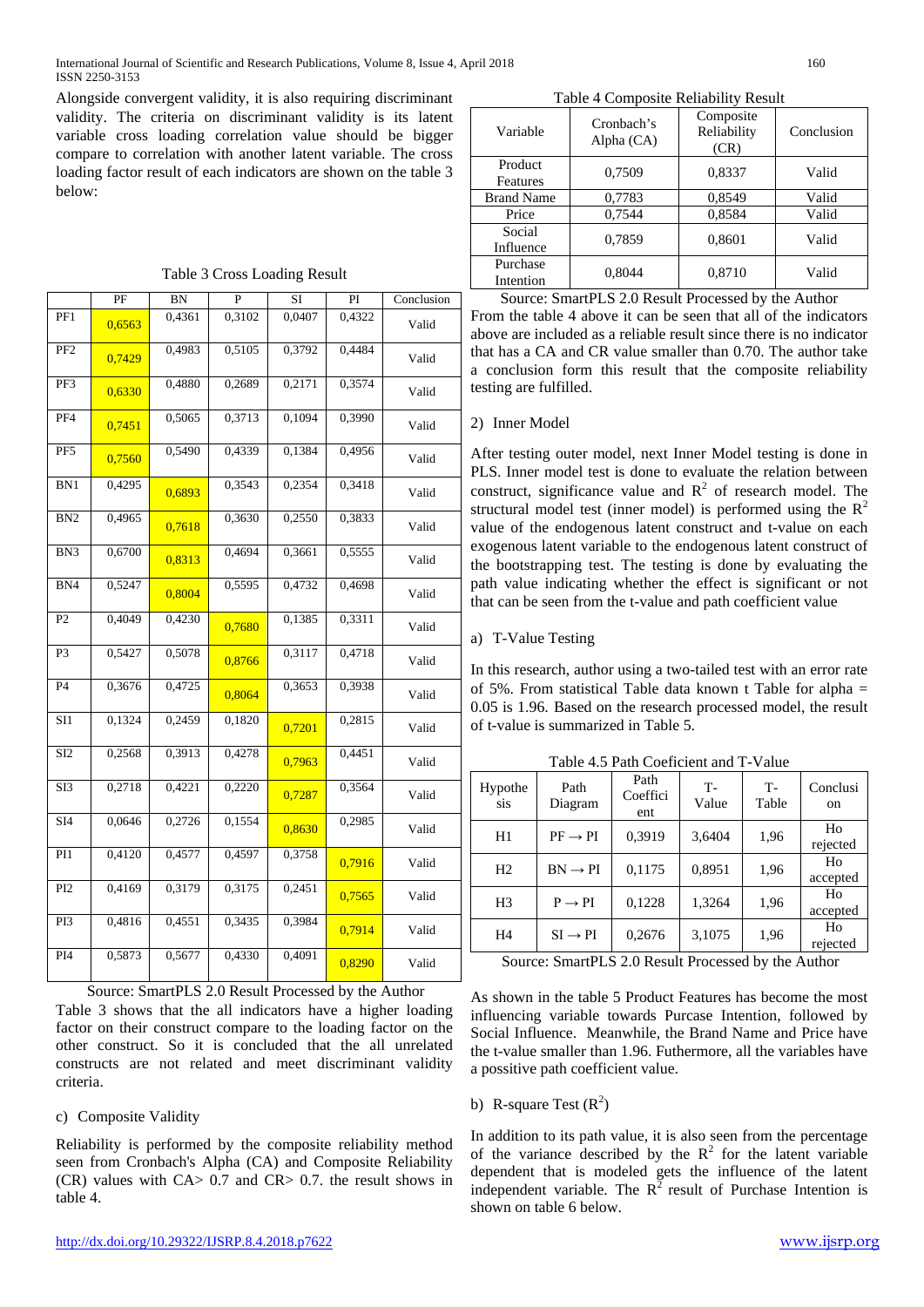Alongside convergent validity, it is also requiring discriminant validity. The criteria on discriminant validity is its latent variable cross loading correlation value should be bigger compare to correlation with another latent variable. The cross loading factor result of each indicators are shown on the table 3 below:

Table 3 Cross Loading Result

|  | PF | BN | P | SI | PI | Conclusion |
|---|---|---|---|---|---|---|
| PF1 | 0,6563 | 0,4361 | 0,3102 | 0,0407 | 0,4322 | Valid |
| PF2 | 0,7429 | 0,4983 | 0,5105 | 0,3792 | 0,4484 | Valid |
| PF3 | 0,6330 | 0,4880 | 0,2689 | 0,2171 | 0,3574 | Valid |
| PF4 | 0,7451 | 0,5065 | 0,3713 | 0,1094 | 0,3990 | Valid |
| PF5 | 0,7560 | 0,5490 | 0,4339 | 0,1384 | 0,4956 | Valid |
| BN1 | 0,4295 | 0,6893 | 0,3543 | 0,2354 | 0,3418 | Valid |
| BN2 | 0,4965 | 0,7618 | 0,3630 | 0,2550 | 0,3833 | Valid |
| BN3 | 0,6700 | 0,8313 | 0,4694 | 0,3661 | 0,5555 | Valid |
| BN4 | 0,5247 | 0,8004 | 0,5595 | 0,4732 | 0,4698 | Valid |
| P2 | 0,4049 | 0,4230 | 0,7680 | 0,1385 | 0,3311 | Valid |
| P3 | 0,5427 | 0,5078 | 0,8766 | 0,3117 | 0,4718 | Valid |
| P4 | 0,3676 | 0,4725 | 0,8064 | 0,3653 | 0,3938 | Valid |
| SI1 | 0,1324 | 0,2459 | 0,1820 | 0,7201 | 0,2815 | Valid |
| SI2 | 0,2568 | 0,3913 | 0,4278 | 0,7963 | 0,4451 | Valid |
| SI3 | 0,2718 | 0,4221 | 0,2220 | 0,7287 | 0,3564 | Valid |
| SI4 | 0,0646 | 0,2726 | 0,1554 | 0,8630 | 0,2985 | Valid |
| PI1 | 0,4120 | 0,4577 | 0,4597 | 0,3758 | 0,7916 | Valid |
| PI2 | 0,4169 | 0,3179 | 0,3175 | 0,2451 | 0,7565 | Valid |
| PI3 | 0,4816 | 0,4551 | 0,3435 | 0,3984 | 0,7914 | Valid |
| PI4 | 0,5873 | 0,5677 | 0,4330 | 0,4091 | 0,8290 | Valid |

Source: SmartPLS 2.0 Result Processed by the Author

Table 3 shows that the all indicators have a higher loading factor on their construct compare to the loading factor on the other construct. So it is concluded that the all unrelated constructs are not related and meet discriminant validity criteria.

c) Composite Validity

Reliability is performed by the composite reliability method seen from Cronbach's Alpha (CA) and Composite Reliability (CR) values with CA> 0.7 and CR> 0.7. the result shows in table 4.

Table 4 Composite Reliability Result

| Variable | Cronbach's Alpha (CA) | Composite Reliability (CR) | Conclusion |
|---|---|---|---|
| Product Features | 0,7509 | 0,8337 | Valid |
| Brand Name | 0,7783 | 0,8549 | Valid |
| Price | 0,7544 | 0,8584 | Valid |
| Social Influence | 0,7859 | 0,8601 | Valid |
| Purchase Intention | 0,8044 | 0,8710 | Valid |

Source: SmartPLS 2.0 Result Processed by the Author

From the table 4 above it can be seen that all of the indicators above are included as a reliable result since there is no indicator that has a CA and CR value smaller than 0.70. The author take a conclusion form this result that the composite reliability testing are fulfilled.

2) Inner Model

After testing outer model, next Inner Model testing is done in PLS. Inner model test is done to evaluate the relation between construct, significance value and $R^2$ of research model. The structural model test (inner model) is performed using the $R^2$ value of the endogenous latent construct and t-value on each exogenous latent variable to the endogenous latent construct of the bootstrapping test. The testing is done by evaluating the path value indicating whether the effect is significant or not that can be seen from the t-value and path coefficient value

a) T-Value Testing

In this research, author using a two-tailed test with an error rate of 5%. From statistical Table data known t Table for alpha = 0.05 is 1.96. Based on the research processed model, the result of t-value is summarized in Table 5.

Table 4.5 Path Coeficient and T-Value

| Hypothesis | Path Diagram | Path Coefficient | T-Value | T-Table | Conclusion |
|---|---|---|---|---|---|
| H1 | PF → PI | 0,3919 | 3,6404 | 1,96 | Ho rejected |
| H2 | BN → PI | 0,1175 | 0,8951 | 1,96 | Ho accepted |
| H3 | P → PI | 0,1228 | 1,3264 | 1,96 | Ho accepted |
| H4 | SI → PI | 0,2676 | 3,1075 | 1,96 | Ho rejected |

Source: SmartPLS 2.0 Result Processed by the Author

As shown in the table 5 Product Features has become the most influencing variable towards Purcase Intention, followed by Social Influence. Meanwhile, the Brand Name and Price have the t-value smaller than 1.96. Futhermore, all the variables have a possitive path coefficient value.

b) R-square Test ($R^2$)

In addition to its path value, it is also seen from the percentage of the variance described by the $R^2$ for the latent variable dependent that is modeled gets the influence of the latent independent variable. The $R^2$ result of Purchase Intention is shown on table 6 below.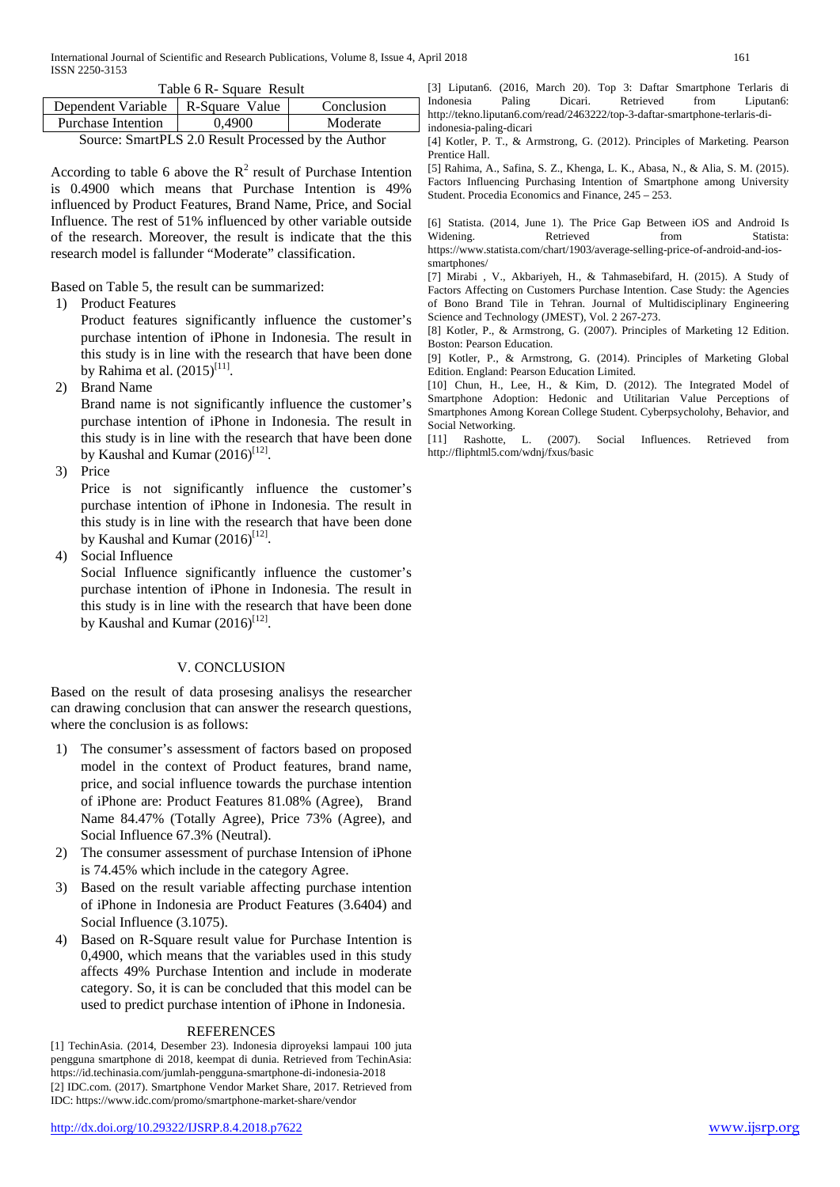Table 6 R- Square Result

| Dependent Variable | R-Square Value | Conclusion |
|---|---|---|
| Purchase Intention | 0,4900 | Moderate |

Source: SmartPLS 2.0 Result Processed by the Author

According to table 6 above the $R^2$ result of Purchase Intention is 0.4900 which means that Purchase Intention is 49% influenced by Product Features, Brand Name, Price, and Social Influence. The rest of 51% influenced by other variable outside of the research. Moreover, the result is indicate that the this research model is fallunder "Moderate" classification.

Based on Table 5, the result can be summarized:

1) Product Features

   Product features significantly influence the customer's purchase intention of iPhone in Indonesia. The result in this study is in line with the research that have been done by Rahima et al. (2015)[11].

2) Brand Name

   Brand name is not significantly influence the customer's purchase intention of iPhone in Indonesia. The result in this study is in line with the research that have been done by Kaushal and Kumar (2016)[12].

3) Price

   Price is not significantly influence the customer's purchase intention of iPhone in Indonesia. The result in this study is in line with the research that have been done by Kaushal and Kumar (2016)[12].

4) Social Influence

   Social Influence significantly influence the customer's purchase intention of iPhone in Indonesia. The result in this study is in line with the research that have been done by Kaushal and Kumar (2016)[12].

## V. CONCLUSION

Based on the result of data prosesing analisys the researcher can drawing conclusion that can answer the research questions, where the conclusion is as follows:

1) The consumer's assessment of factors based on proposed model in the context of Product features, brand name, price, and social influence towards the purchase intention of iPhone are: Product Features 81.08% (Agree), Brand Name 84.47% (Totally Agree), Price 73% (Agree), and Social Influence 67.3% (Neutral).
2) The consumer assessment of purchase Intension of iPhone is 74.45% which include in the category Agree.
3) Based on the result variable affecting purchase intention of iPhone in Indonesia are Product Features (3.6404) and Social Influence (3.1075).
4) Based on R-Square result value for Purchase Intention is 0,4900, which means that the variables used in this study affects 49% Purchase Intention and include in moderate category. So, it is can be concluded that this model can be used to predict purchase intention of iPhone in Indonesia.

## REFERENCES

[1] TechinAsia. (2014, Desember 23). Indonesia diproyeksi lampaui 100 juta pengguna smartphone di 2018, keempat di dunia. Retrieved from TechinAsia: https://id.techinasia.com/jumlah-pengguna-smartphone-di-indonesia-2018

[2] IDC.com. (2017). Smartphone Vendor Market Share, 2017. Retrieved from IDC: https://www.idc.com/promo/smartphone-market-share/vendor

[3] Liputan6. (2016, March 20). Top 3: Daftar Smartphone Terlaris di Indonesia Paling Dicari. Retrieved from Liputan6: http://tekno.liputan6.com/read/2463222/top-3-daftar-smartphone-terlaris-di-indonesia-paling-dicari

[4] Kotler, P. T., & Armstrong, G. (2012). Principles of Marketing. Pearson Prentice Hall.

[5] Rahima, A., Safina, S. Z., Khenga, L. K., Abasa, N., & Alia, S. M. (2015). Factors Influencing Purchasing Intention of Smartphone among University Student. Procedia Economics and Finance, 245 – 253.

[6] Statista. (2014, June 1). The Price Gap Between iOS and Android Is Widening. Retrieved from Statista: https://www.statista.com/chart/1903/average-selling-price-of-android-and-ios-smartphones/

[7] Mirabi , V., Akbariyeh, H., & Tahmasebifard, H. (2015). A Study of Factors Affecting on Customers Purchase Intention. Case Study: the Agencies of Bono Brand Tile in Tehran. Journal of Multidisciplinary Engineering Science and Technology (JMEST), Vol. 2 267-273.

[8] Kotler, P., & Armstrong, G. (2007). Principles of Marketing 12 Edition. Boston: Pearson Education.

[9] Kotler, P., & Armstrong, G. (2014). Principles of Marketing Global Edition. England: Pearson Education Limited.

[10] Chun, H., Lee, H., & Kim, D. (2012). The Integrated Model of Smartphone Adoption: Hedonic and Utilitarian Value Perceptions of Smartphones Among Korean College Student. Cyberpsycholohy, Behavior, and Social Networking.

[11] Rashotte, L. (2007). Social Influences. Retrieved from http://fliphtml5.com/wdnj/fxus/basic